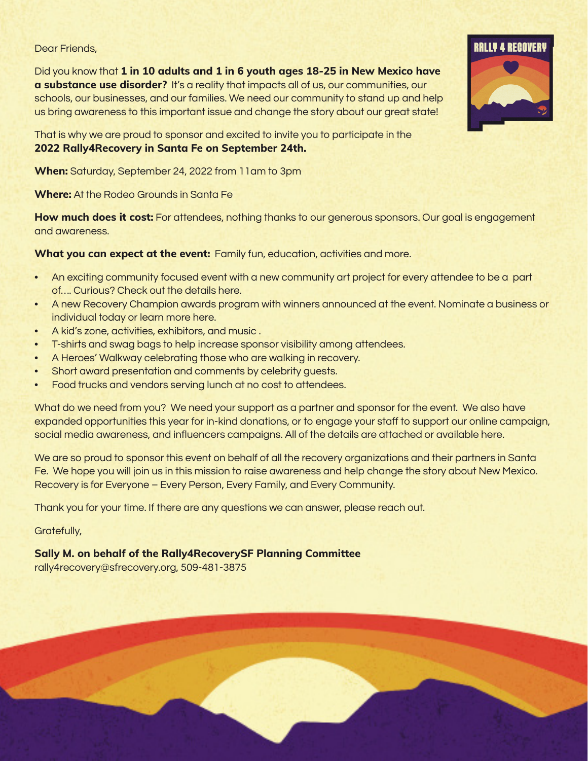Dear Friends,

Did you know that **1 in 10 adults and 1 in 6 youth ages 18-25 in New Mexico have a substance use disorder?** It's a reality that impacts all of us, our communities, our schools, our businesses, and our families. We need our community to stand up and help us bring awareness to this important issue and change the story about our great state!

That is why we are proud to sponsor and excited to invite you to participate in the **2022 Rally4Recovery in Santa Fe on September 24th.**

**When:** Saturday, September 24, 2022 from 11am to 3pm

**Where:** At the Rodeo Grounds in Santa Fe

**How much does it cost:** For attendees, nothing thanks to our generous sponsors. Our goal is engagement and awareness.

**What you can expect at the event:** Family fun, education, activities and more.

- An exciting community focused event with a new community art project for every attendee to be a part of.... Curious? Check out the details here.
- A new Recovery Champion awards program with winners announced at the event. Nominate a business or individual today or learn more here.
- A kid's zone, activities, exhibitors, and music .
- T-shirts and swag bags to help increase sponsor visibility among attendees.
- A Heroes' Walkway celebrating those who are walking in recovery.
- Short award presentation and comments by celebrity guests.
- Food trucks and vendors serving lunch at no cost to attendees.

What do we need from you? We need your support as a partner and sponsor for the event. We also have expanded opportunities this year for in-kind donations, or to engage your staff to support our online campaign, social media awareness, and influencers campaigns. All of the details are attached or available here.

We are so proud to sponsor this event on behalf of all the recovery organizations and their partners in Santa Fe. We hope you will join us in this mission to raise awareness and help change the story about New Mexico. Recovery is for Everyone – Every Person, Every Family, and Every Community.

Thank you for your time. If there are any questions we can answer, please reach out.

Gratefully,

**Sally M. on behalf of the Rally4RecoverySF Planning Committee**
rally4recovery@sfrecovery.org, 509-481-3875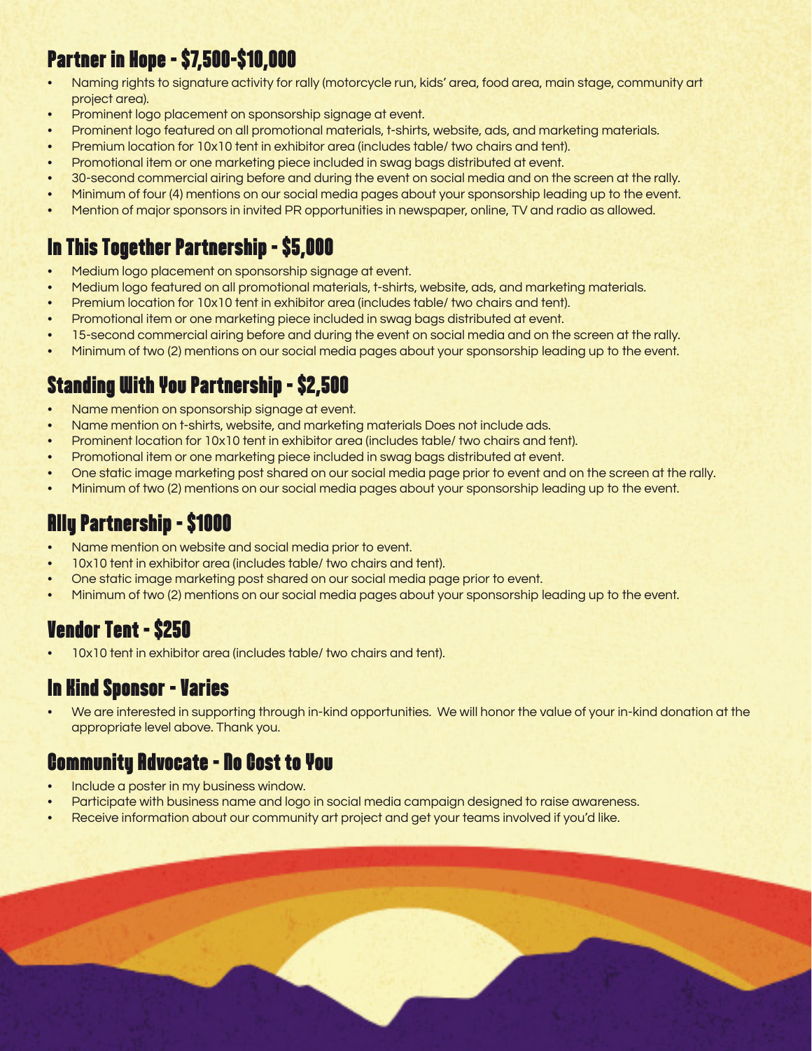## Partner in Hope - $7,500-$10,000

- Naming rights to signature activity for rally (motorcycle run, kids' area, food area, main stage, community art project area).
- Prominent logo placement on sponsorship signage at event.
- Prominent logo featured on all promotional materials, t-shirts, website, ads, and marketing materials.
- Premium location for 10x10 tent in exhibitor area (includes table/ two chairs and tent).
- Promotional item or one marketing piece included in swag bags distributed at event.
- 30-second commercial airing before and during the event on social media and on the screen at the rally.
- Minimum of four (4) mentions on our social media pages about your sponsorship leading up to the event.
- Mention of major sponsors in invited PR opportunities in newspaper, online, TV and radio as allowed.

## In This Together Partnership - $5,000

- Medium logo placement on sponsorship signage at event.
- Medium logo featured on all promotional materials, t-shirts, website, ads, and marketing materials.
- Premium location for 10x10 tent in exhibitor area (includes table/ two chairs and tent).
- Promotional item or one marketing piece included in swag bags distributed at event.
- 15-second commercial airing before and during the event on social media and on the screen at the rally.
- Minimum of two (2) mentions on our social media pages about your sponsorship leading up to the event.

## Standing With You Partnership - $2,500

- Name mention on sponsorship signage at event.
- Name mention on t-shirts, website, and marketing materials Does not include ads.
- Prominent location for 10x10 tent in exhibitor area (includes table/ two chairs and tent).
- Promotional item or one marketing piece included in swag bags distributed at event.
- One static image marketing post shared on our social media page prior to event and on the screen at the rally.
- Minimum of two (2) mentions on our social media pages about your sponsorship leading up to the event.

## Ally Partnership - $1000

- Name mention on website and social media prior to event.
- 10x10 tent in exhibitor area (includes table/ two chairs and tent).
- One static image marketing post shared on our social media page prior to event.
- Minimum of two (2) mentions on our social media pages about your sponsorship leading up to the event.

## Vendor Tent - $250

- 10x10 tent in exhibitor area (includes table/ two chairs and tent).

## In Kind Sponsor - Varies

- We are interested in supporting through in-kind opportunities. We will honor the value of your in-kind donation at the appropriate level above. Thank you.

## Community Advocate - No Cost to You

- Include a poster in my business window.
- Participate with business name and logo in social media campaign designed to raise awareness.
- Receive information about our community art project and get your teams involved if you'd like.